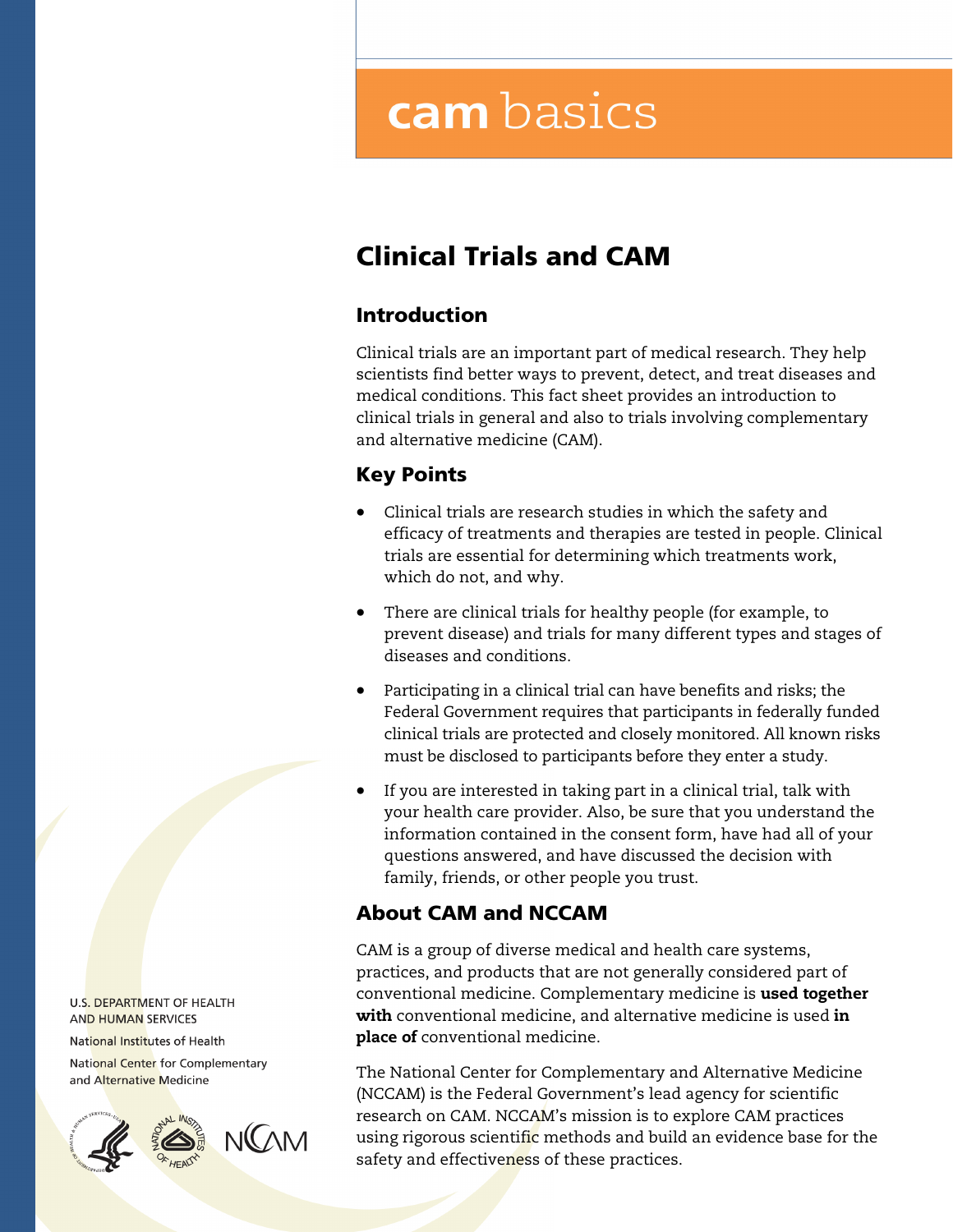# cam basics

## Clinical Trials and CAM

### Introduction

Clinical trials are an important part of medical research. They help scientists find better ways to prevent, detect, and treat diseases and medical conditions. This fact sheet provides an introduction to clinical trials in general and also to trials involving complementary and alternative medicine (CAM).

### Key Points

- Clinical trials are research studies in which the safety and efficacy of treatments and therapies are tested in people. Clinical trials are essential for determining which treatments work, which do not, and why.
- There are clinical trials for healthy people (for example, to prevent disease) and trials for many different types and stages of diseases and conditions.
- Participating in a clinical trial can have benefits and risks; the Federal Government requires that participants in federally funded clinical trials are protected and closely monitored. All known risks must be disclosed to participants before they enter a study.
- If you are interested in taking part in a clinical trial, talk with your health care provider. Also, be sure that you understand the information contained in the consent form, have had all of your questions answered, and have discussed the decision with family, friends, or other people you trust.

### About CAM and NCCAM

CAM is a group of diverse medical and health care systems, practices, and products that are not generally considered part of conventional medicine. Complementary medicine is **used together with** conventional medicine, and alternative medicine is used **in place of** conventional medicine.

The National Center for Complementary and Alternative Medicine (NCCAM) is the Federal Government's lead agency for scientific research on CAM. NCCAM's mission is to explore CAM practices using rigorous scientific methods and build an evidence base for the safety and effectiveness of these practices.

U.S. DEPARTMENT OF HEALTH AND HUMAN SERVICES

National Institutes of Health

National Center for Complementary and Alternative Medicine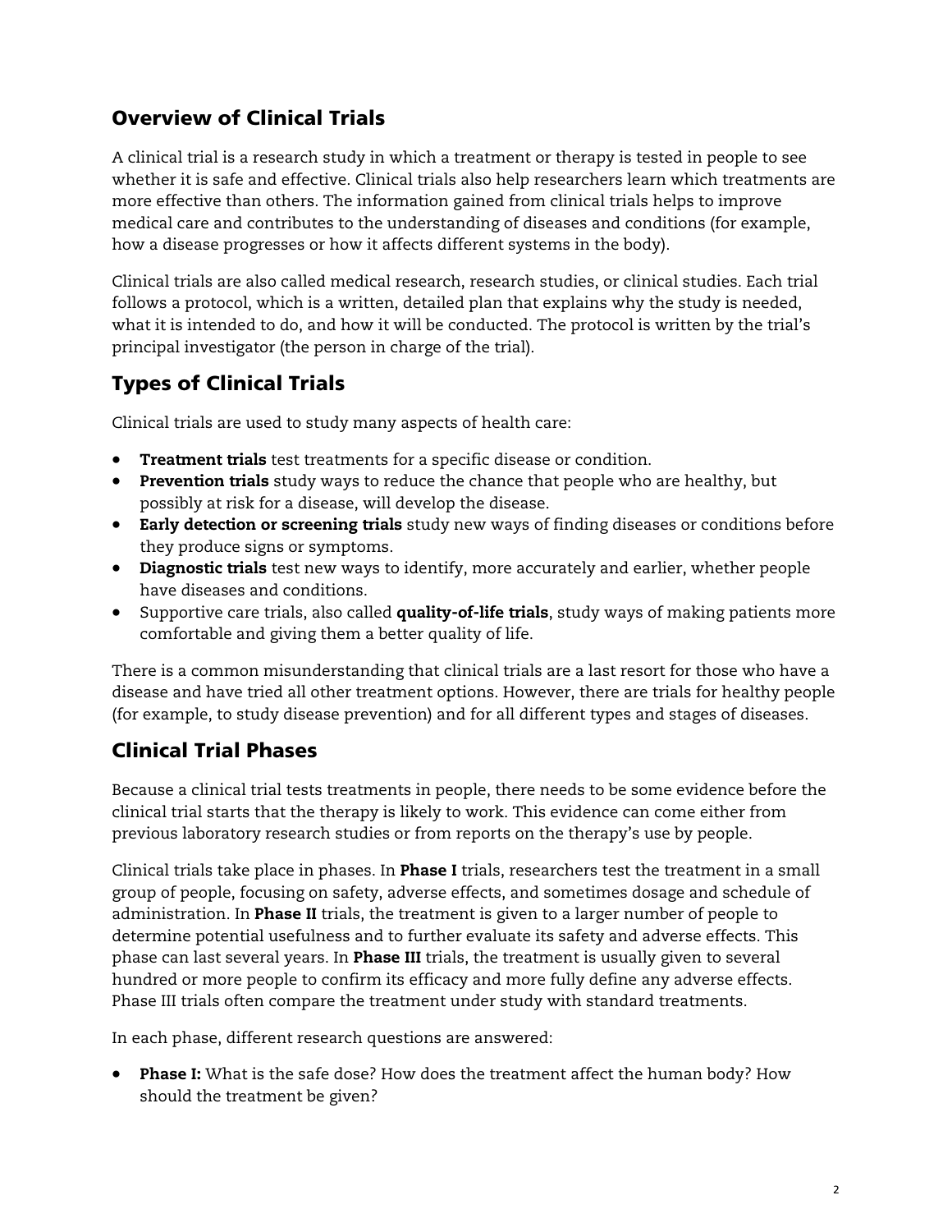## Overview of Clinical Trials

A clinical trial is a research study in which a treatment or therapy is tested in people to see whether it is safe and effective. Clinical trials also help researchers learn which treatments are more effective than others. The information gained from clinical trials helps to improve medical care and contributes to the understanding of diseases and conditions (for example, how a disease progresses or how it affects different systems in the body).

Clinical trials are also called medical research, research studies, or clinical studies. Each trial follows a protocol, which is a written, detailed plan that explains why the study is needed, what it is intended to do, and how it will be conducted. The protocol is written by the trial's principal investigator (the person in charge of the trial).

## Types of Clinical Trials

Clinical trials are used to study many aspects of health care:

- **Treatment trials** test treatments for a specific disease or condition.
- **Prevention trials** study ways to reduce the chance that people who are healthy, but possibly at risk for a disease, will develop the disease.
- **Early detection or screening trials** study new ways of finding diseases or conditions before they produce signs or symptoms.
- **Diagnostic trials** test new ways to identify, more accurately and earlier, whether people have diseases and conditions.
- Supportive care trials, also called **quality-of-life trials**, study ways of making patients more comfortable and giving them a better quality of life.

There is a common misunderstanding that clinical trials are a last resort for those who have a disease and have tried all other treatment options. However, there are trials for healthy people (for example, to study disease prevention) and for all different types and stages of diseases.

## Clinical Trial Phases

Because a clinical trial tests treatments in people, there needs to be some evidence before the clinical trial starts that the therapy is likely to work. This evidence can come either from previous laboratory research studies or from reports on the therapy's use by people.

Clinical trials take place in phases. In **Phase I** trials, researchers test the treatment in a small group of people, focusing on safety, adverse effects, and sometimes dosage and schedule of administration. In **Phase II** trials, the treatment is given to a larger number of people to determine potential usefulness and to further evaluate its safety and adverse effects. This phase can last several years. In **Phase III** trials, the treatment is usually given to several hundred or more people to confirm its efficacy and more fully define any adverse effects. Phase III trials often compare the treatment under study with standard treatments.

In each phase, different research questions are answered:

- **Phase I:** What is the safe dose? How does the treatment affect the human body? How should the treatment be given?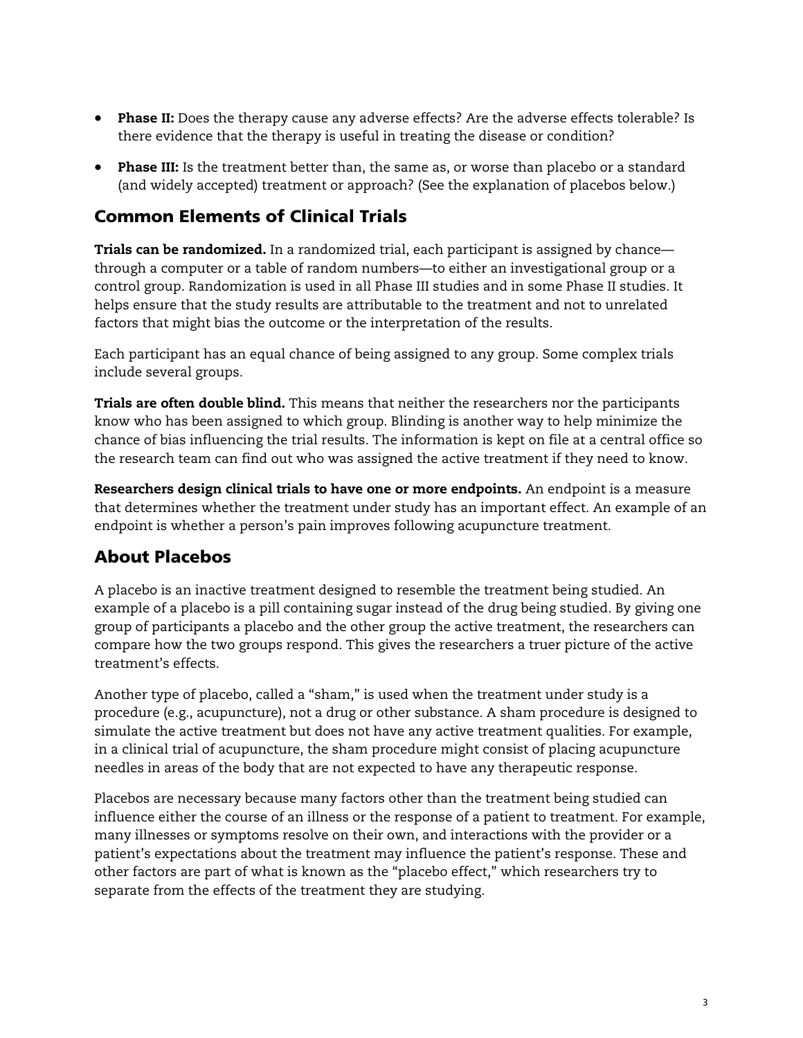- **Phase II:** Does the therapy cause any adverse effects? Are the adverse effects tolerable? Is there evidence that the therapy is useful in treating the disease or condition?
- **Phase III:** Is the treatment better than, the same as, or worse than placebo or a standard (and widely accepted) treatment or approach? (See the explanation of placebos below.)

## Common Elements of Clinical Trials

**Trials can be randomized.** In a randomized trial, each participant is assigned by chance—through a computer or a table of random numbers—to either an investigational group or a control group. Randomization is used in all Phase III studies and in some Phase II studies. It helps ensure that the study results are attributable to the treatment and not to unrelated factors that might bias the outcome or the interpretation of the results.

Each participant has an equal chance of being assigned to any group. Some complex trials include several groups.

**Trials are often double blind.** This means that neither the researchers nor the participants know who has been assigned to which group. Blinding is another way to help minimize the chance of bias influencing the trial results. The information is kept on file at a central office so the research team can find out who was assigned the active treatment if they need to know.

**Researchers design clinical trials to have one or more endpoints.** An endpoint is a measure that determines whether the treatment under study has an important effect. An example of an endpoint is whether a person's pain improves following acupuncture treatment.

## About Placebos

A placebo is an inactive treatment designed to resemble the treatment being studied. An example of a placebo is a pill containing sugar instead of the drug being studied. By giving one group of participants a placebo and the other group the active treatment, the researchers can compare how the two groups respond. This gives the researchers a truer picture of the active treatment's effects.

Another type of placebo, called a "sham," is used when the treatment under study is a procedure (e.g., acupuncture), not a drug or other substance. A sham procedure is designed to simulate the active treatment but does not have any active treatment qualities. For example, in a clinical trial of acupuncture, the sham procedure might consist of placing acupuncture needles in areas of the body that are not expected to have any therapeutic response.

Placebos are necessary because many factors other than the treatment being studied can influence either the course of an illness or the response of a patient to treatment. For example, many illnesses or symptoms resolve on their own, and interactions with the provider or a patient's expectations about the treatment may influence the patient's response. These and other factors are part of what is known as the "placebo effect," which researchers try to separate from the effects of the treatment they are studying.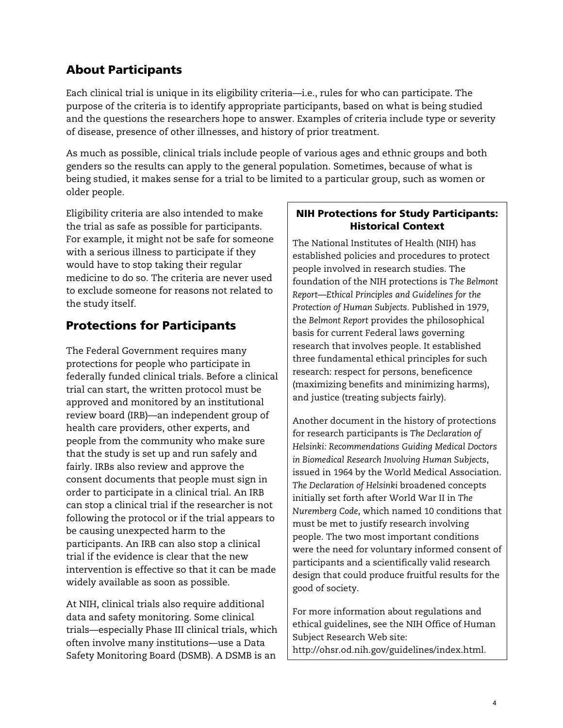## About Participants

Each clinical trial is unique in its eligibility criteria—i.e., rules for who can participate. The purpose of the criteria is to identify appropriate participants, based on what is being studied and the questions the researchers hope to answer. Examples of criteria include type or severity of disease, presence of other illnesses, and history of prior treatment.

As much as possible, clinical trials include people of various ages and ethnic groups and both genders so the results can apply to the general population. Sometimes, because of what is being studied, it makes sense for a trial to be limited to a particular group, such as women or older people.

Eligibility criteria are also intended to make the trial as safe as possible for participants. For example, it might not be safe for someone with a serious illness to participate if they would have to stop taking their regular medicine to do so. The criteria are never used to exclude someone for reasons not related to the study itself.

## Protections for Participants

The Federal Government requires many protections for people who participate in federally funded clinical trials. Before a clinical trial can start, the written protocol must be approved and monitored by an institutional review board (IRB)—an independent group of health care providers, other experts, and people from the community who make sure that the study is set up and run safely and fairly. IRBs also review and approve the consent documents that people must sign in order to participate in a clinical trial. An IRB can stop a clinical trial if the researcher is not following the protocol or if the trial appears to be causing unexpected harm to the participants. An IRB can also stop a clinical trial if the evidence is clear that the new intervention is effective so that it can be made widely available as soon as possible.

At NIH, clinical trials also require additional data and safety monitoring. Some clinical trials—especially Phase III clinical trials, which often involve many institutions—use a Data Safety Monitoring Board (DSMB). A DSMB is an

### NIH Protections for Study Participants: Historical Context

The National Institutes of Health (NIH) has established policies and procedures to protect people involved in research studies. The foundation of the NIH protections is *The Belmont Report—Ethical Principles and Guidelines for the Protection of Human Subjects*. Published in 1979, the *Belmont Report* provides the philosophical basis for current Federal laws governing research that involves people. It established three fundamental ethical principles for such research: respect for persons, beneficence (maximizing benefits and minimizing harms), and justice (treating subjects fairly).

Another document in the history of protections for research participants is *The Declaration of Helsinki: Recommendations Guiding Medical Doctors in Biomedical Research Involving Human Subjects*, issued in 1964 by the World Medical Association. *The Declaration of Helsinki* broadened concepts initially set forth after World War II in *The Nuremberg Code*, which named 10 conditions that must be met to justify research involving people. The two most important conditions were the need for voluntary informed consent of participants and a scientifically valid research design that could produce fruitful results for the good of society.

For more information about regulations and ethical guidelines, see the NIH Office of Human Subject Research Web site: http://ohsr.od.nih.gov/guidelines/index.html.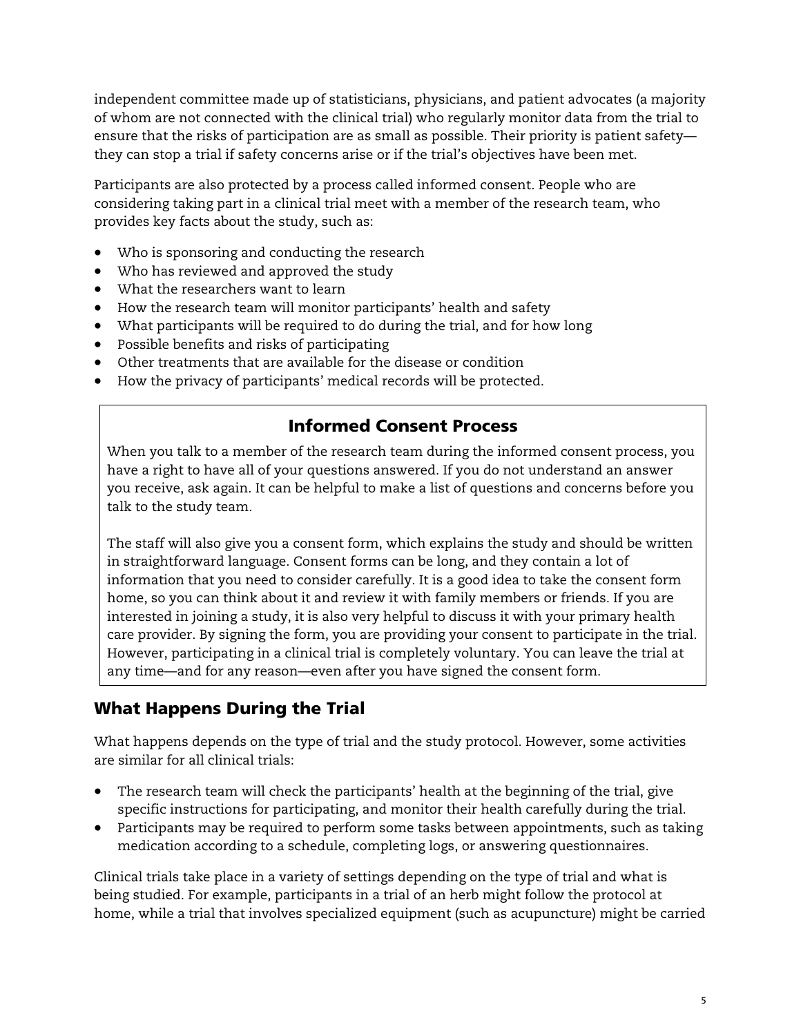independent committee made up of statisticians, physicians, and patient advocates (a majority of whom are not connected with the clinical trial) who regularly monitor data from the trial to ensure that the risks of participation are as small as possible. Their priority is patient safety—they can stop a trial if safety concerns arise or if the trial's objectives have been met.

Participants are also protected by a process called informed consent. People who are considering taking part in a clinical trial meet with a member of the research team, who provides key facts about the study, such as:

- Who is sponsoring and conducting the research
- Who has reviewed and approved the study
- What the researchers want to learn
- How the research team will monitor participants' health and safety
- What participants will be required to do during the trial, and for how long
- Possible benefits and risks of participating
- Other treatments that are available for the disease or condition
- How the privacy of participants' medical records will be protected.

### Informed Consent Process

When you talk to a member of the research team during the informed consent process, you have a right to have all of your questions answered. If you do not understand an answer you receive, ask again. It can be helpful to make a list of questions and concerns before you talk to the study team.

The staff will also give you a consent form, which explains the study and should be written in straightforward language. Consent forms can be long, and they contain a lot of information that you need to consider carefully. It is a good idea to take the consent form home, so you can think about it and review it with family members or friends. If you are interested in joining a study, it is also very helpful to discuss it with your primary health care provider. By signing the form, you are providing your consent to participate in the trial. However, participating in a clinical trial is completely voluntary. You can leave the trial at any time—and for any reason—even after you have signed the consent form.

## What Happens During the Trial

What happens depends on the type of trial and the study protocol. However, some activities are similar for all clinical trials:

- The research team will check the participants' health at the beginning of the trial, give specific instructions for participating, and monitor their health carefully during the trial.
- Participants may be required to perform some tasks between appointments, such as taking medication according to a schedule, completing logs, or answering questionnaires.

Clinical trials take place in a variety of settings depending on the type of trial and what is being studied. For example, participants in a trial of an herb might follow the protocol at home, while a trial that involves specialized equipment (such as acupuncture) might be carried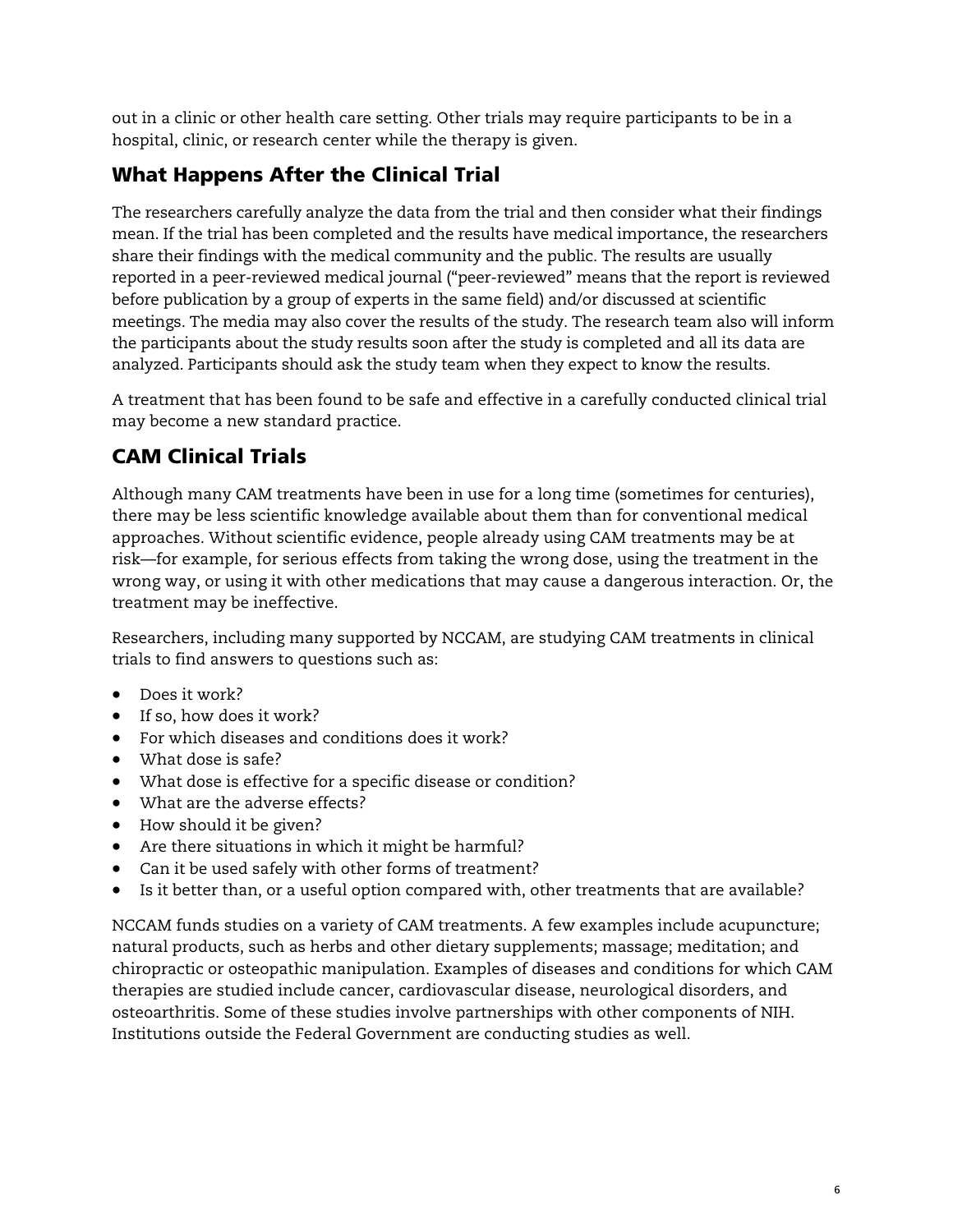out in a clinic or other health care setting. Other trials may require participants to be in a hospital, clinic, or research center while the therapy is given.

## What Happens After the Clinical Trial

The researchers carefully analyze the data from the trial and then consider what their findings mean. If the trial has been completed and the results have medical importance, the researchers share their findings with the medical community and the public. The results are usually reported in a peer-reviewed medical journal ("peer-reviewed" means that the report is reviewed before publication by a group of experts in the same field) and/or discussed at scientific meetings. The media may also cover the results of the study. The research team also will inform the participants about the study results soon after the study is completed and all its data are analyzed. Participants should ask the study team when they expect to know the results.

A treatment that has been found to be safe and effective in a carefully conducted clinical trial may become a new standard practice.

## CAM Clinical Trials

Although many CAM treatments have been in use for a long time (sometimes for centuries), there may be less scientific knowledge available about them than for conventional medical approaches. Without scientific evidence, people already using CAM treatments may be at risk—for example, for serious effects from taking the wrong dose, using the treatment in the wrong way, or using it with other medications that may cause a dangerous interaction. Or, the treatment may be ineffective.

Researchers, including many supported by NCCAM, are studying CAM treatments in clinical trials to find answers to questions such as:

- Does it work?
- If so, how does it work?
- For which diseases and conditions does it work?
- What dose is safe?
- What dose is effective for a specific disease or condition?
- What are the adverse effects?
- How should it be given?
- Are there situations in which it might be harmful?
- Can it be used safely with other forms of treatment?
- Is it better than, or a useful option compared with, other treatments that are available?

NCCAM funds studies on a variety of CAM treatments. A few examples include acupuncture; natural products, such as herbs and other dietary supplements; massage; meditation; and chiropractic or osteopathic manipulation. Examples of diseases and conditions for which CAM therapies are studied include cancer, cardiovascular disease, neurological disorders, and osteoarthritis. Some of these studies involve partnerships with other components of NIH. Institutions outside the Federal Government are conducting studies as well.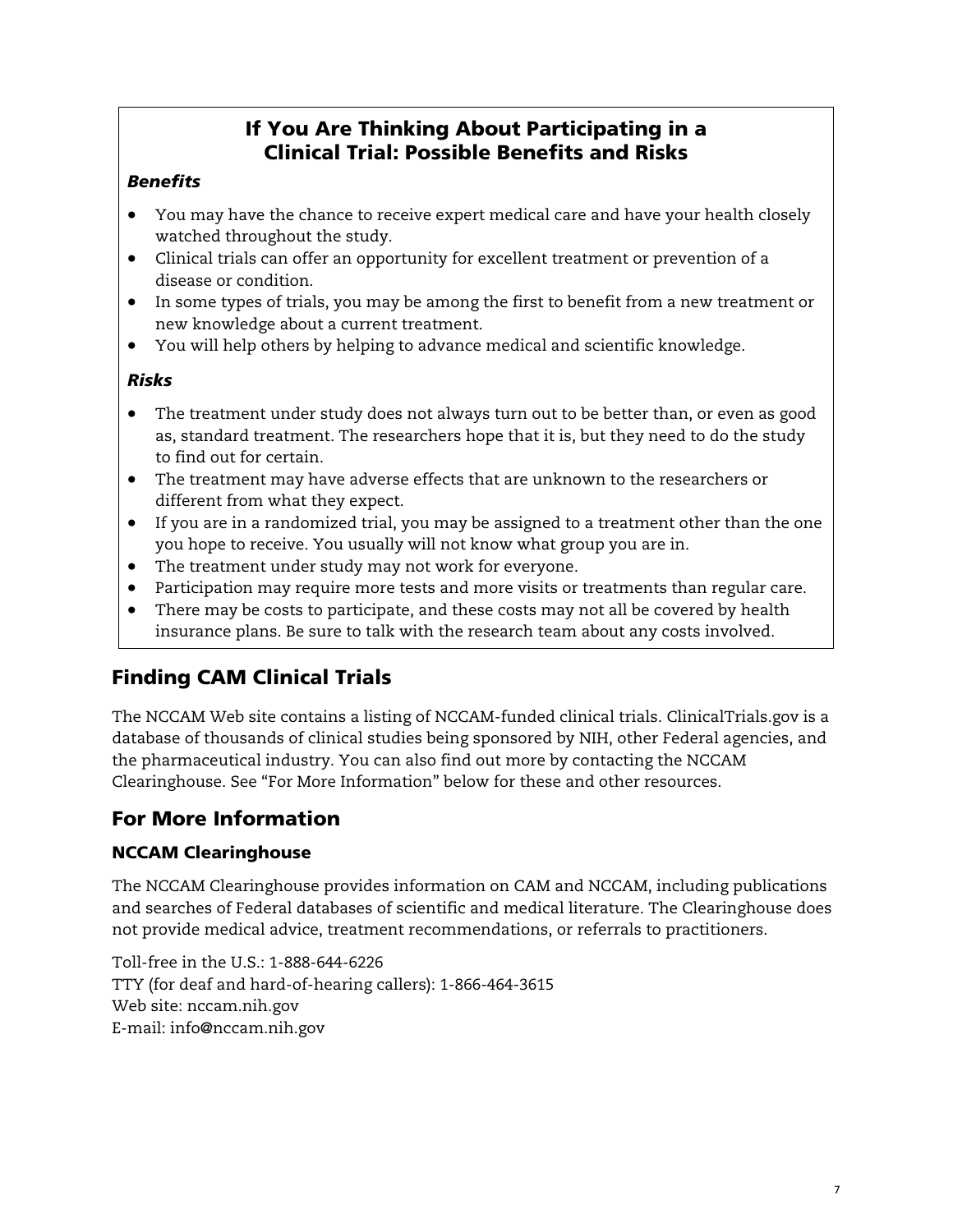## If You Are Thinking About Participating in a Clinical Trial: Possible Benefits and Risks

### *Benefits*

- You may have the chance to receive expert medical care and have your health closely watched throughout the study.
- Clinical trials can offer an opportunity for excellent treatment or prevention of a disease or condition.
- In some types of trials, you may be among the first to benefit from a new treatment or new knowledge about a current treatment.
- You will help others by helping to advance medical and scientific knowledge.

### *Risks*

- The treatment under study does not always turn out to be better than, or even as good as, standard treatment. The researchers hope that it is, but they need to do the study to find out for certain.
- The treatment may have adverse effects that are unknown to the researchers or different from what they expect.
- If you are in a randomized trial, you may be assigned to a treatment other than the one you hope to receive. You usually will not know what group you are in.
- The treatment under study may not work for everyone.
- Participation may require more tests and more visits or treatments than regular care.
- There may be costs to participate, and these costs may not all be covered by health insurance plans. Be sure to talk with the research team about any costs involved.

## Finding CAM Clinical Trials

The NCCAM Web site contains a listing of NCCAM-funded clinical trials. ClinicalTrials.gov is a database of thousands of clinical studies being sponsored by NIH, other Federal agencies, and the pharmaceutical industry. You can also find out more by contacting the NCCAM Clearinghouse. See "For More Information" below for these and other resources.

## For More Information

### NCCAM Clearinghouse

The NCCAM Clearinghouse provides information on CAM and NCCAM, including publications and searches of Federal databases of scientific and medical literature. The Clearinghouse does not provide medical advice, treatment recommendations, or referrals to practitioners.

Toll-free in the U.S.: 1-888-644-6226
TTY (for deaf and hard-of-hearing callers): 1-866-464-3615
Web site: nccam.nih.gov
E-mail: info@nccam.nih.gov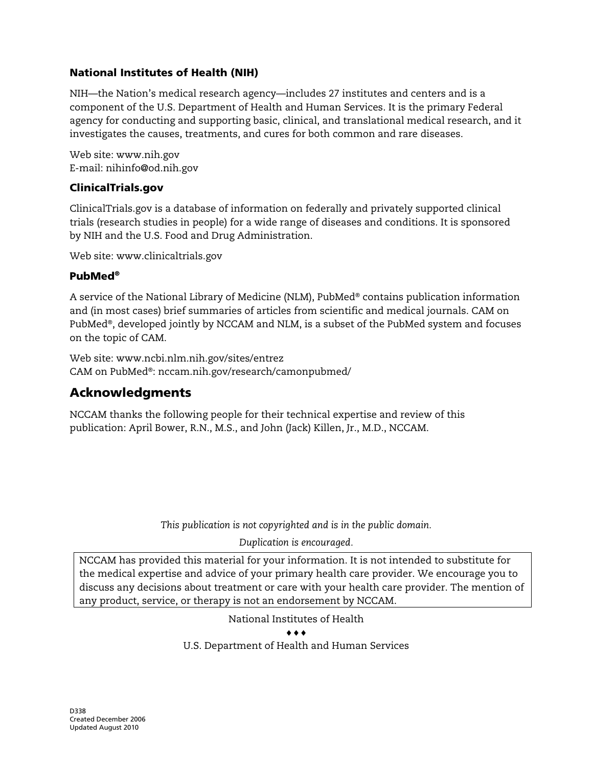### National Institutes of Health (NIH)

NIH—the Nation's medical research agency—includes 27 institutes and centers and is a component of the U.S. Department of Health and Human Services. It is the primary Federal agency for conducting and supporting basic, clinical, and translational medical research, and it investigates the causes, treatments, and cures for both common and rare diseases.

Web site: www.nih.gov
E-mail: nihinfo@od.nih.gov

### ClinicalTrials.gov

ClinicalTrials.gov is a database of information on federally and privately supported clinical trials (research studies in people) for a wide range of diseases and conditions. It is sponsored by NIH and the U.S. Food and Drug Administration.

Web site: www.clinicaltrials.gov

### PubMed®

A service of the National Library of Medicine (NLM), PubMed® contains publication information and (in most cases) brief summaries of articles from scientific and medical journals. CAM on PubMed®, developed jointly by NCCAM and NLM, is a subset of the PubMed system and focuses on the topic of CAM.

Web site: www.ncbi.nlm.nih.gov/sites/entrez
CAM on PubMed®: nccam.nih.gov/research/camonpubmed/

## Acknowledgments

NCCAM thanks the following people for their technical expertise and review of this publication: April Bower, R.N., M.S., and John (Jack) Killen, Jr., M.D., NCCAM.

*This publication is not copyrighted and is in the public domain.*

*Duplication is encouraged.*

NCCAM has provided this material for your information. It is not intended to substitute for the medical expertise and advice of your primary health care provider. We encourage you to discuss any decisions about treatment or care with your health care provider. The mention of any product, service, or therapy is not an endorsement by NCCAM.

National Institutes of Health

♦♦♦

U.S. Department of Health and Human Services

D338
Created December 2006
Updated August 2010